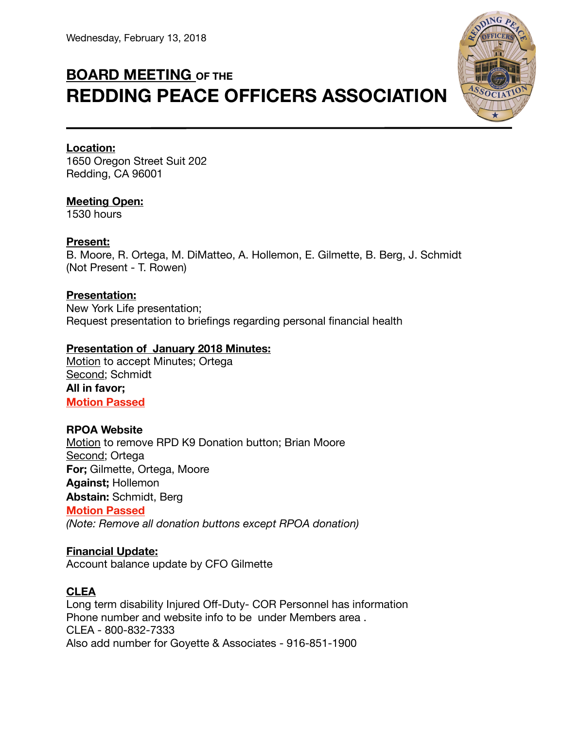Wednesday, February 13, 2018

# BOARD MEETING OF THE
# REDDING PEACE OFFICERS ASSOCIATION

**Location:**
1650 Oregon Street Suit 202
Redding, CA 96001

**Meeting Open:**
1530 hours

**Present:**
B. Moore, R. Ortega, M. DiMatteo, A. Hollemon, E. Gilmette, B. Berg, J. Schmidt
(Not Present - T. Rowen)

**Presentation:**
New York Life presentation;
Request presentation to briefings regarding personal financial health

**Presentation of January 2018 Minutes:**
Motion to accept Minutes; Ortega
Second; Schmidt
**All in favor;**
**Motion Passed**

**RPOA Website**
Motion to remove RPD K9 Donation button; Brian Moore
Second; Ortega
**For;** Gilmette, Ortega, Moore
**Against;** Hollemon
**Abstain:** Schmidt, Berg
**Motion Passed**
*(Note: Remove all donation buttons except RPOA donation)*

**Financial Update:**
Account balance update by CFO Gilmette

**CLEA**
Long term disability Injured Off-Duty- COR Personnel has information
Phone number and website info to be under Members area .
CLEA - 800-832-7333
Also add number for Goyette & Associates - 916-851-1900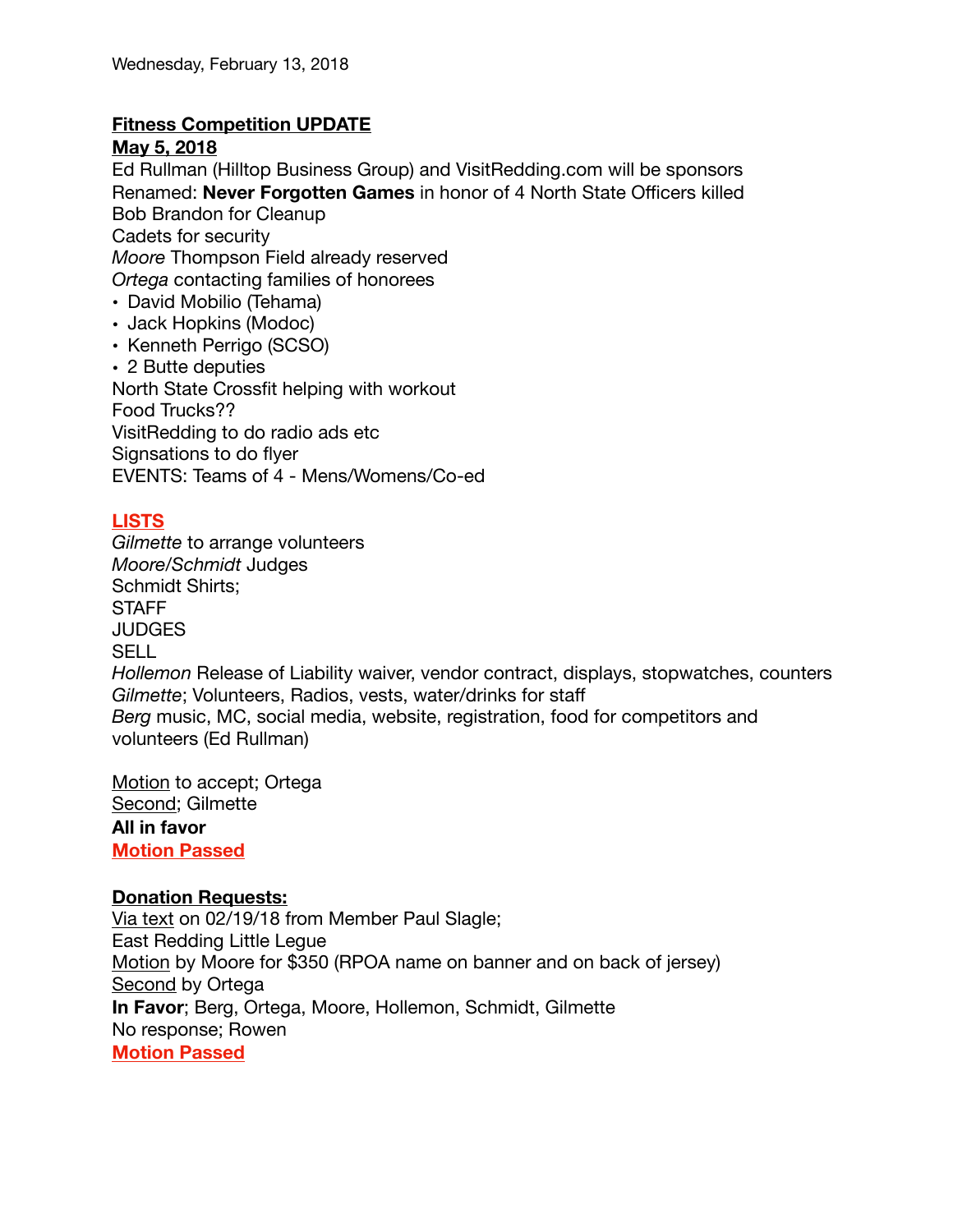Wednesday, February 13, 2018

**Fitness Competition UPDATE**
**May 5, 2018**

Ed Rullman (Hilltop Business Group) and VisitRedding.com will be sponsors
Renamed: **Never Forgotten Games** in honor of 4 North State Officers killed
Bob Brandon for Cleanup
Cadets for security
*Moore* Thompson Field already reserved
*Ortega* contacting families of honorees

- David Mobilio (Tehama)
- Jack Hopkins (Modoc)
- Kenneth Perrigo (SCSO)
- 2 Butte deputies

North State Crossfit helping with workout
Food Trucks??
VisitRedding to do radio ads etc
Signsations to do flyer
EVENTS: Teams of 4 - Mens/Womens/Co-ed

**LISTS**

*Gilmette* to arrange volunteers
*Moore/Schmidt* Judges
Schmidt Shirts;
STAFF
JUDGES
SELL
*Hollemon* Release of Liability waiver, vendor contract, displays, stopwatches, counters
*Gilmette*; Volunteers, Radios, vests, water/drinks for staff
*Berg* music, MC, social media, website, registration, food for competitors and volunteers (Ed Rullman)

Motion to accept; Ortega
Second; Gilmette
**All in favor**
**Motion Passed**

**Donation Requests:**

Via text on 02/19/18 from Member Paul Slagle;
East Redding Little Legue
Motion by Moore for $350 (RPOA name on banner and on back of jersey)
Second by Ortega
**In Favor**; Berg, Ortega, Moore, Hollemon, Schmidt, Gilmette
No response; Rowen
**Motion Passed**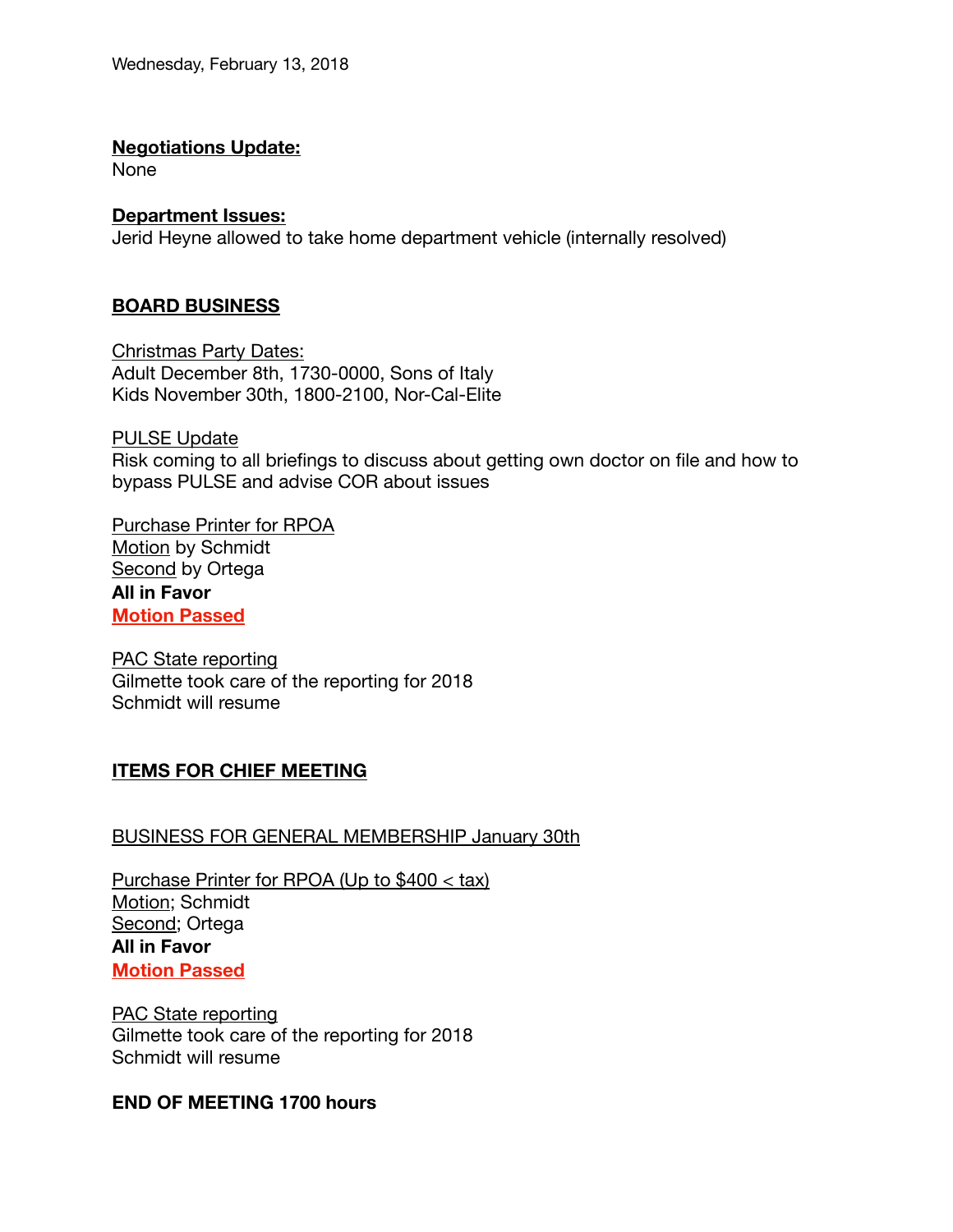Wednesday, February 13, 2018

**Negotiations Update:**
None

**Department Issues:**
Jerid Heyne allowed to take home department vehicle (internally resolved)

## BOARD BUSINESS

Christmas Party Dates:
Adult December 8th, 1730-0000, Sons of Italy
Kids November 30th, 1800-2100, Nor-Cal-Elite

PULSE Update
Risk coming to all briefings to discuss about getting own doctor on file and how to bypass PULSE and advise COR about issues

Purchase Printer for RPOA
Motion by Schmidt
Second by Ortega
**All in Favor**
**Motion Passed**

PAC State reporting
Gilmette took care of the reporting for 2018
Schmidt will resume

## ITEMS FOR CHIEF MEETING

BUSINESS FOR GENERAL MEMBERSHIP January 30th

Purchase Printer for RPOA (Up to $400 < tax)
Motion; Schmidt
Second; Ortega
**All in Favor**
**Motion Passed**

PAC State reporting
Gilmette took care of the reporting for 2018
Schmidt will resume

**END OF MEETING 1700 hours**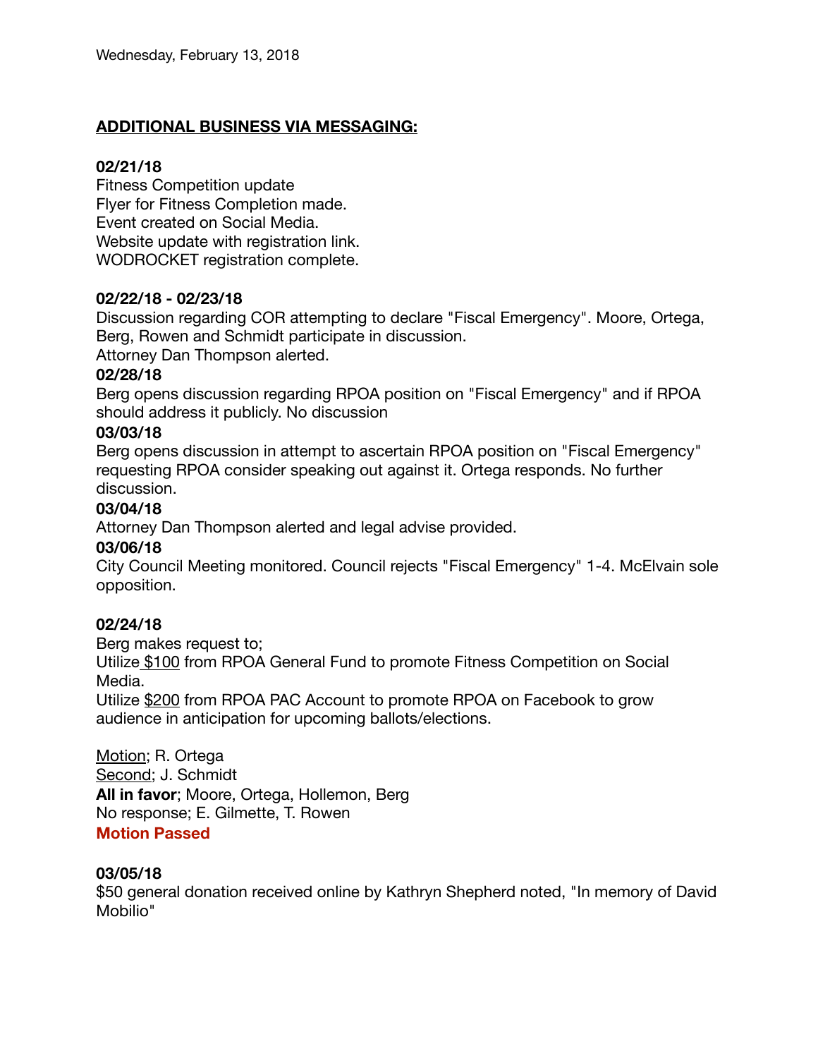Wednesday, February 13, 2018

## ADDITIONAL BUSINESS VIA MESSAGING:

**02/21/18**
Fitness Competition update
Flyer for Fitness Completion made.
Event created on Social Media.
Website update with registration link.
WODROCKET registration complete.

**02/22/18 - 02/23/18**
Discussion regarding COR attempting to declare "Fiscal Emergency". Moore, Ortega, Berg, Rowen and Schmidt participate in discussion.
Attorney Dan Thompson alerted.

**02/28/18**
Berg opens discussion regarding RPOA position on "Fiscal Emergency" and if RPOA should address it publicly. No discussion

**03/03/18**
Berg opens discussion in attempt to ascertain RPOA position on "Fiscal Emergency" requesting RPOA consider speaking out against it. Ortega responds. No further discussion.

**03/04/18**
Attorney Dan Thompson alerted and legal advise provided.

**03/06/18**
City Council Meeting monitored. Council rejects "Fiscal Emergency" 1-4. McElvain sole opposition.

**02/24/18**
Berg makes request to;
Utilize $100 from RPOA General Fund to promote Fitness Competition on Social Media.
Utilize $200 from RPOA PAC Account to promote RPOA on Facebook to grow audience in anticipation for upcoming ballots/elections.

Motion; R. Ortega
Second; J. Schmidt
**All in favor**; Moore, Ortega, Hollemon, Berg
No response; E. Gilmette, T. Rowen
**Motion Passed**

**03/05/18**
$50 general donation received online by Kathryn Shepherd noted, "In memory of David Mobilio"